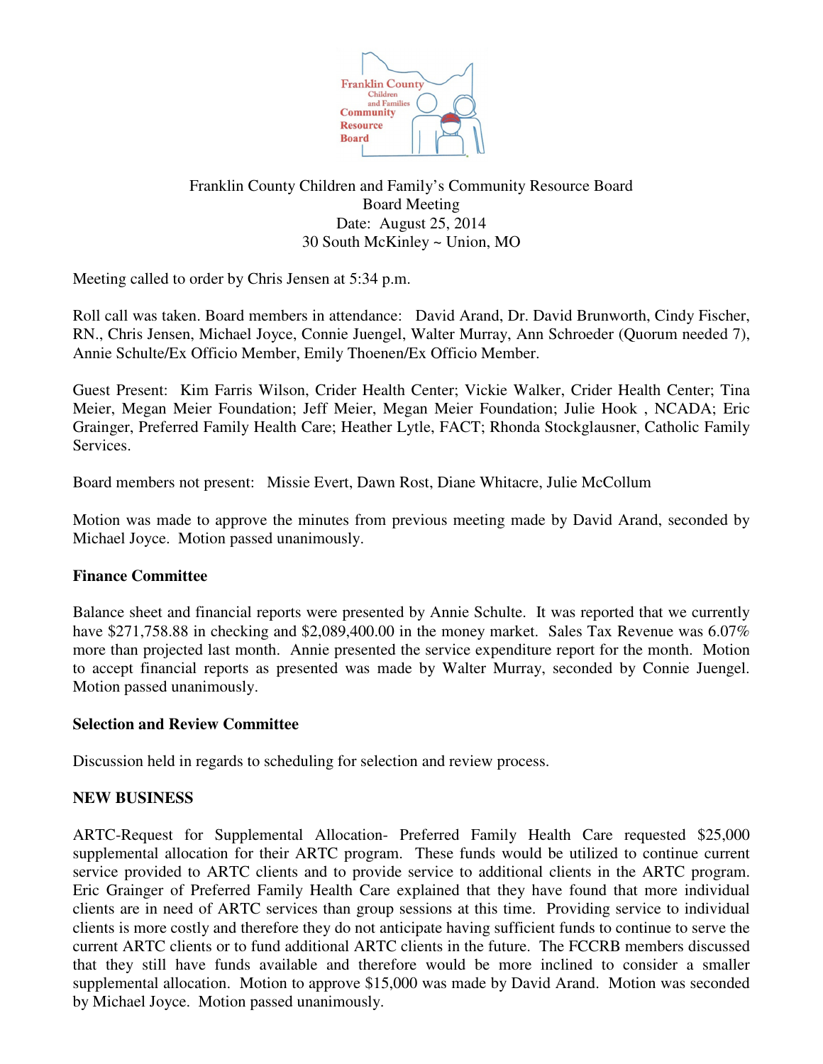Franklin County Children and Family's Community Resource Board
Board Meeting
Date: August 25, 2014
30 South McKinley ~ Union, MO

Meeting called to order by Chris Jensen at 5:34 p.m.

Roll call was taken. Board members in attendance: David Arand, Dr. David Brunworth, Cindy Fischer, RN., Chris Jensen, Michael Joyce, Connie Juengel, Walter Murray, Ann Schroeder (Quorum needed 7), Annie Schulte/Ex Officio Member, Emily Thoenen/Ex Officio Member.

Guest Present: Kim Farris Wilson, Crider Health Center; Vickie Walker, Crider Health Center; Tina Meier, Megan Meier Foundation; Jeff Meier, Megan Meier Foundation; Julie Hook , NCADA; Eric Grainger, Preferred Family Health Care; Heather Lytle, FACT; Rhonda Stockglausner, Catholic Family Services.

Board members not present: Missie Evert, Dawn Rost, Diane Whitacre, Julie McCollum

Motion was made to approve the minutes from previous meeting made by David Arand, seconded by Michael Joyce. Motion passed unanimously.

**Finance Committee**

Balance sheet and financial reports were presented by Annie Schulte. It was reported that we currently have $271,758.88 in checking and $2,089,400.00 in the money market. Sales Tax Revenue was 6.07% more than projected last month. Annie presented the service expenditure report for the month. Motion to accept financial reports as presented was made by Walter Murray, seconded by Connie Juengel. Motion passed unanimously.

**Selection and Review Committee**

Discussion held in regards to scheduling for selection and review process.

**NEW BUSINESS**

ARTC-Request for Supplemental Allocation- Preferred Family Health Care requested $25,000 supplemental allocation for their ARTC program. These funds would be utilized to continue current service provided to ARTC clients and to provide service to additional clients in the ARTC program. Eric Grainger of Preferred Family Health Care explained that they have found that more individual clients are in need of ARTC services than group sessions at this time. Providing service to individual clients is more costly and therefore they do not anticipate having sufficient funds to continue to serve the current ARTC clients or to fund additional ARTC clients in the future. The FCCRB members discussed that they still have funds available and therefore would be more inclined to consider a smaller supplemental allocation. Motion to approve $15,000 was made by David Arand. Motion was seconded by Michael Joyce. Motion passed unanimously.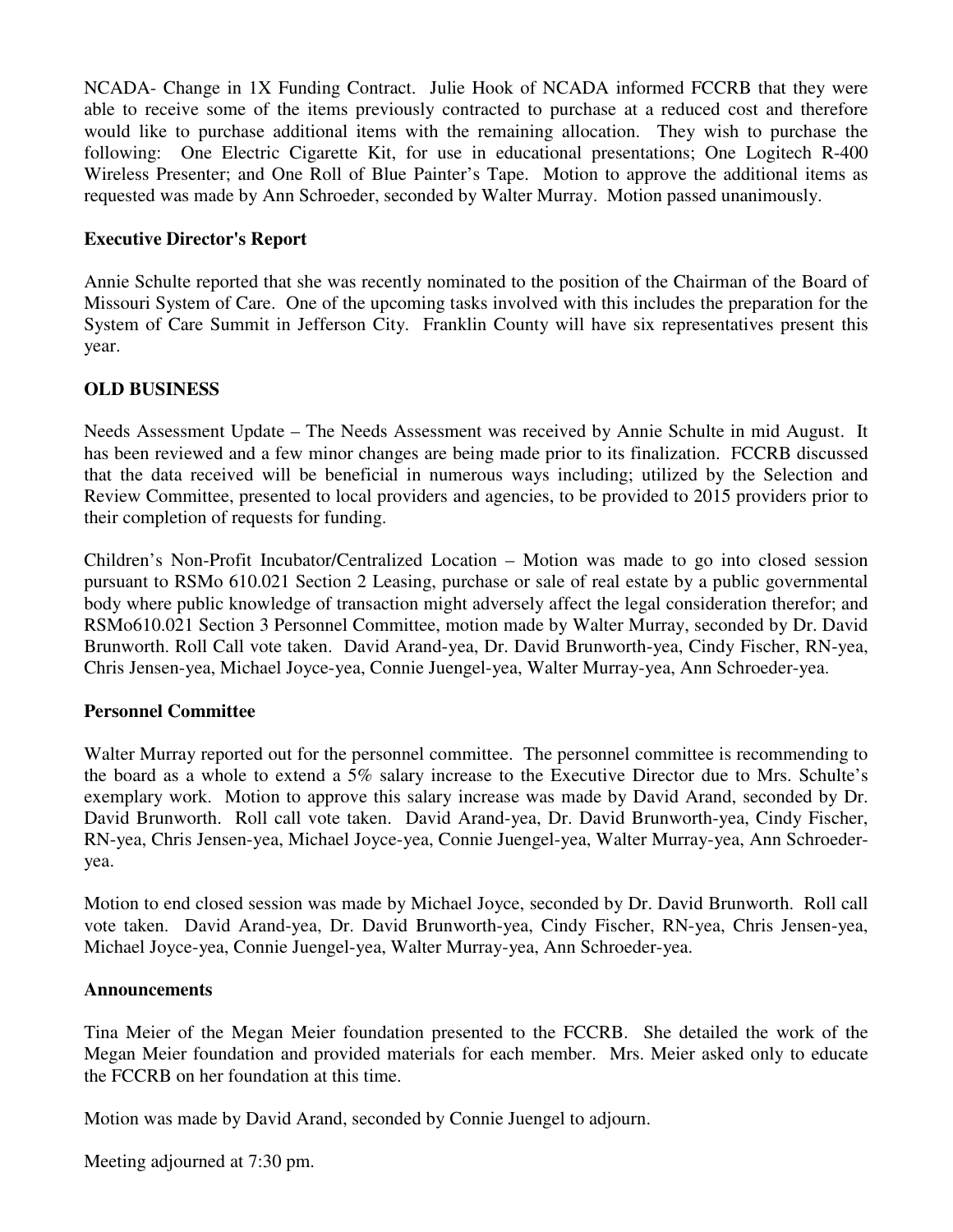NCADA- Change in 1X Funding Contract. Julie Hook of NCADA informed FCCRB that they were able to receive some of the items previously contracted to purchase at a reduced cost and therefore would like to purchase additional items with the remaining allocation. They wish to purchase the following: One Electric Cigarette Kit, for use in educational presentations; One Logitech R-400 Wireless Presenter; and One Roll of Blue Painter's Tape. Motion to approve the additional items as requested was made by Ann Schroeder, seconded by Walter Murray. Motion passed unanimously.

**Executive Director's Report**

Annie Schulte reported that she was recently nominated to the position of the Chairman of the Board of Missouri System of Care. One of the upcoming tasks involved with this includes the preparation for the System of Care Summit in Jefferson City. Franklin County will have six representatives present this year.

**OLD BUSINESS**

Needs Assessment Update – The Needs Assessment was received by Annie Schulte in mid August. It has been reviewed and a few minor changes are being made prior to its finalization. FCCRB discussed that the data received will be beneficial in numerous ways including; utilized by the Selection and Review Committee, presented to local providers and agencies, to be provided to 2015 providers prior to their completion of requests for funding.

Children's Non-Profit Incubator/Centralized Location – Motion was made to go into closed session pursuant to RSMo 610.021 Section 2 Leasing, purchase or sale of real estate by a public governmental body where public knowledge of transaction might adversely affect the legal consideration therefor; and RSMo610.021 Section 3 Personnel Committee, motion made by Walter Murray, seconded by Dr. David Brunworth. Roll Call vote taken. David Arand-yea, Dr. David Brunworth-yea, Cindy Fischer, RN-yea, Chris Jensen-yea, Michael Joyce-yea, Connie Juengel-yea, Walter Murray-yea, Ann Schroeder-yea.

**Personnel Committee**

Walter Murray reported out for the personnel committee. The personnel committee is recommending to the board as a whole to extend a 5% salary increase to the Executive Director due to Mrs. Schulte's exemplary work. Motion to approve this salary increase was made by David Arand, seconded by Dr. David Brunworth. Roll call vote taken. David Arand-yea, Dr. David Brunworth-yea, Cindy Fischer, RN-yea, Chris Jensen-yea, Michael Joyce-yea, Connie Juengel-yea, Walter Murray-yea, Ann Schroeder-yea.

Motion to end closed session was made by Michael Joyce, seconded by Dr. David Brunworth. Roll call vote taken. David Arand-yea, Dr. David Brunworth-yea, Cindy Fischer, RN-yea, Chris Jensen-yea, Michael Joyce-yea, Connie Juengel-yea, Walter Murray-yea, Ann Schroeder-yea.

**Announcements**

Tina Meier of the Megan Meier foundation presented to the FCCRB. She detailed the work of the Megan Meier foundation and provided materials for each member. Mrs. Meier asked only to educate the FCCRB on her foundation at this time.

Motion was made by David Arand, seconded by Connie Juengel to adjourn.

Meeting adjourned at 7:30 pm.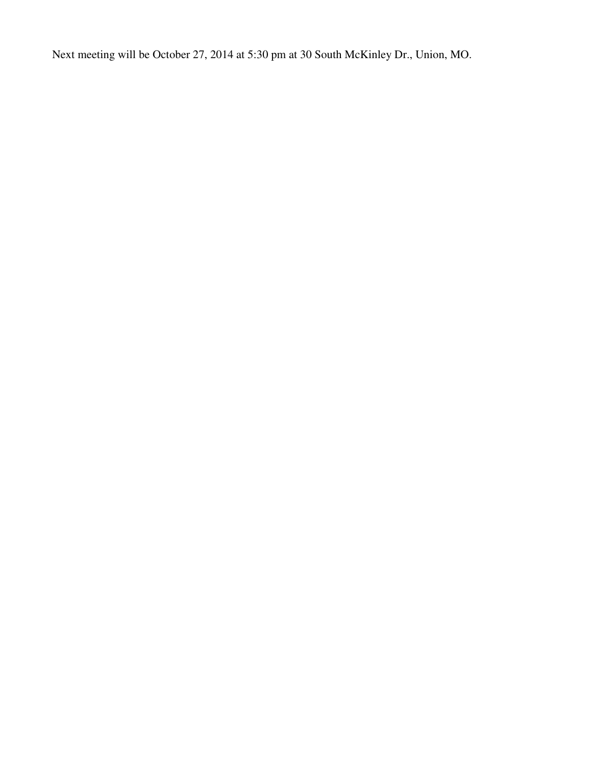Next meeting will be October 27, 2014 at 5:30 pm at 30 South McKinley Dr., Union, MO.